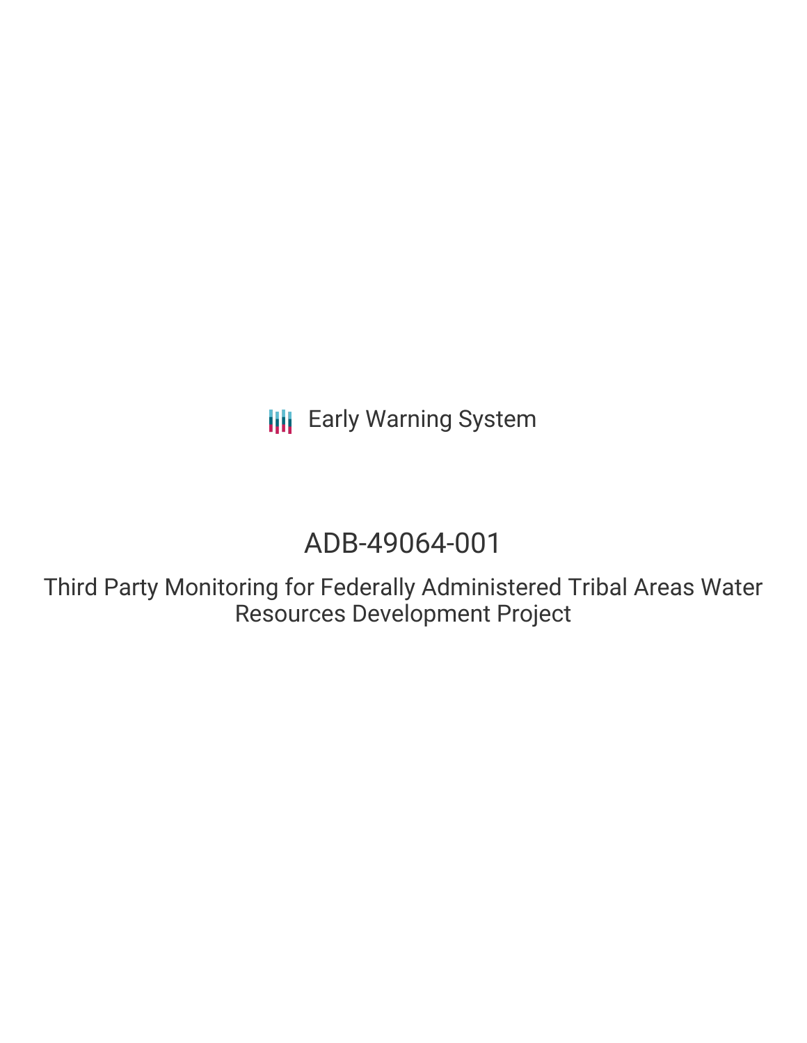Early Warning System

# ADB-49064-001

## Third Party Monitoring for Federally Administered Tribal Areas Water Resources Development Project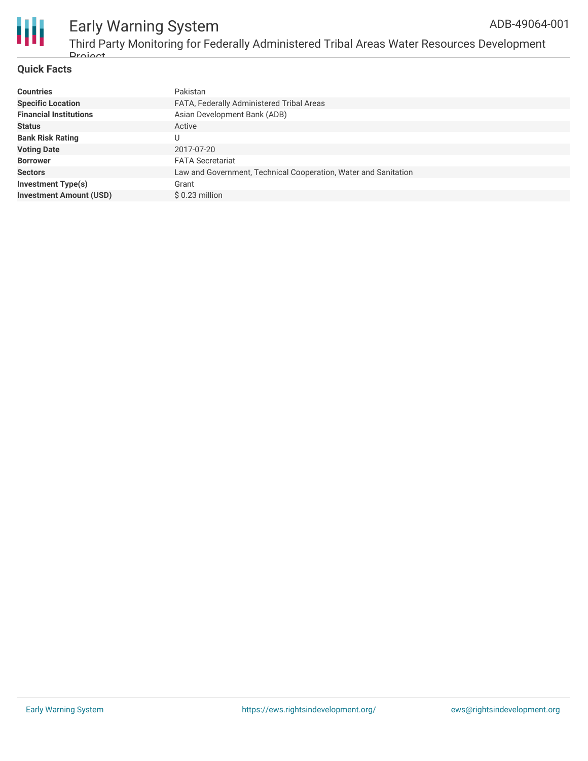## Quick Facts

| | |
|---|---|
| **Countries** | Pakistan |
| **Specific Location** | FATA, Federally Administered Tribal Areas |
| **Financial Institutions** | Asian Development Bank (ADB) |
| **Status** | Active |
| **Bank Risk Rating** | U |
| **Voting Date** | 2017-07-20 |
| **Borrower** | FATA Secretariat |
| **Sectors** | Law and Government, Technical Cooperation, Water and Sanitation |
| **Investment Type(s)** | Grant |
| **Investment Amount (USD)** | $ 0.23 million |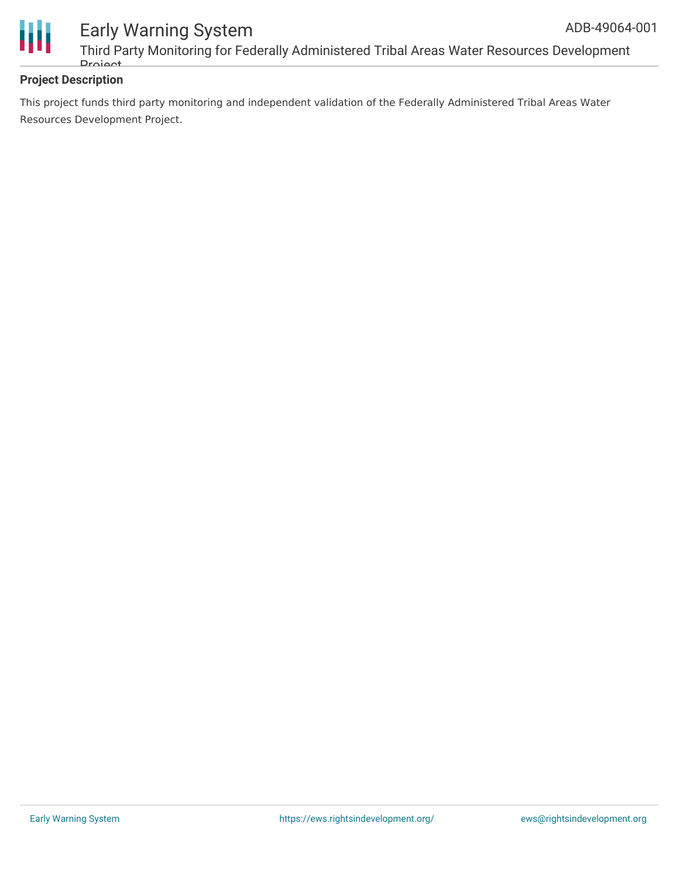### Project Description

This project funds third party monitoring and independent validation of the Federally Administered Tribal Areas Water Resources Development Project.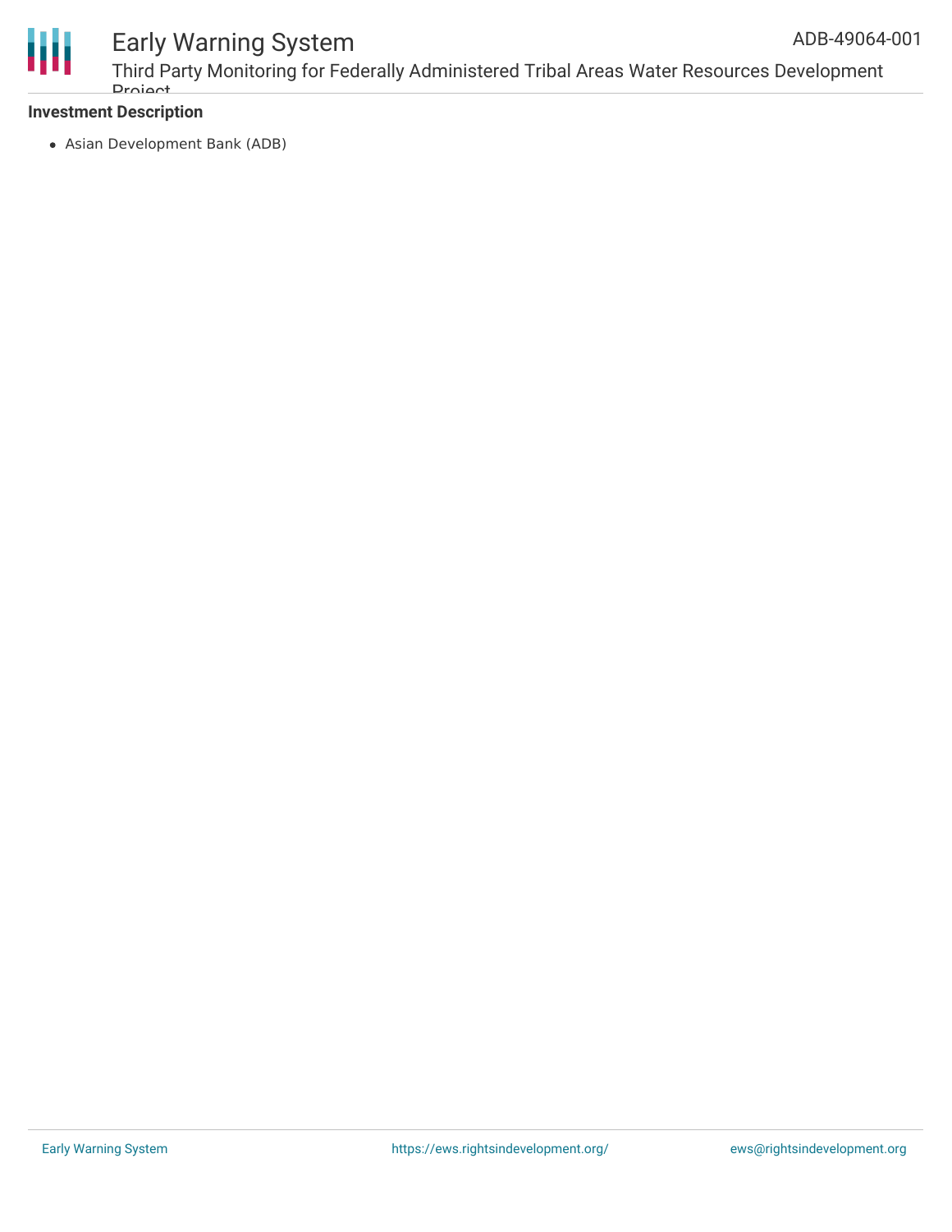**Investment Description**

- Asian Development Bank (ADB)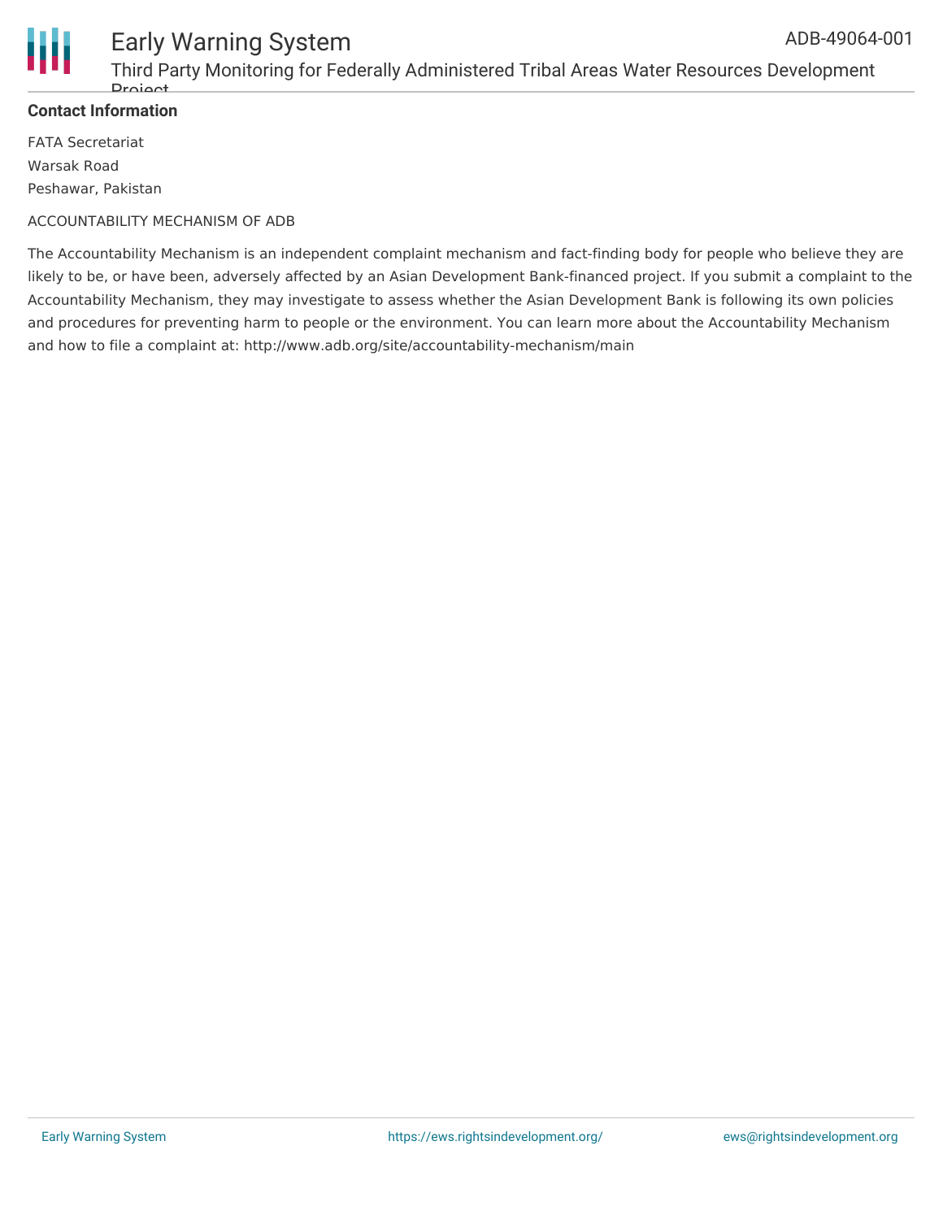**Contact Information**

FATA Secretariat
Warsak Road
Peshawar, Pakistan

ACCOUNTABILITY MECHANISM OF ADB

The Accountability Mechanism is an independent complaint mechanism and fact-finding body for people who believe they are likely to be, or have been, adversely affected by an Asian Development Bank-financed project. If you submit a complaint to the Accountability Mechanism, they may investigate to assess whether the Asian Development Bank is following its own policies and procedures for preventing harm to people or the environment. You can learn more about the Accountability Mechanism and how to file a complaint at: http://www.adb.org/site/accountability-mechanism/main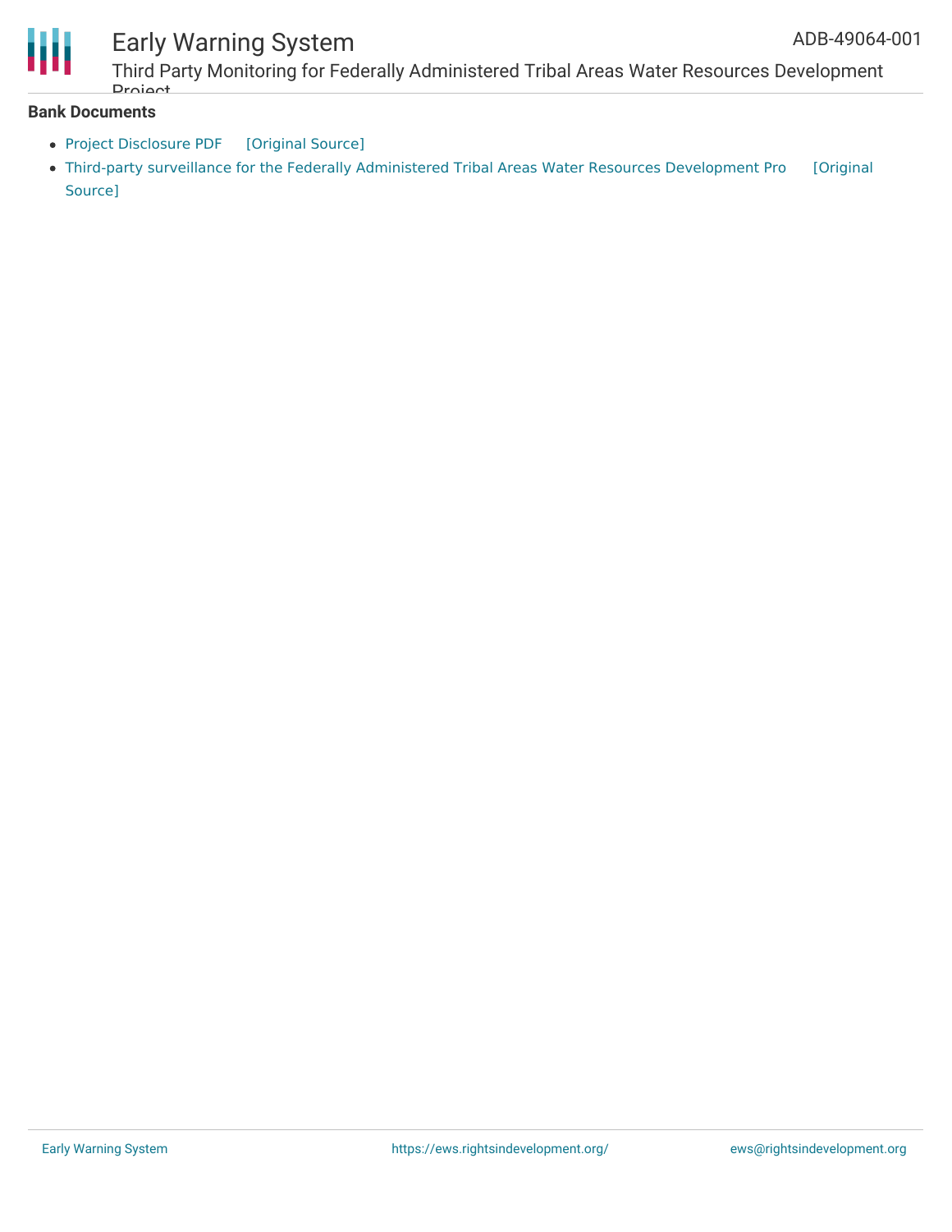**Bank Documents**

- Project Disclosure PDF [Original Source]
- Third-party surveillance for the Federally Administered Tribal Areas Water Resources Development Pro [Original Source]